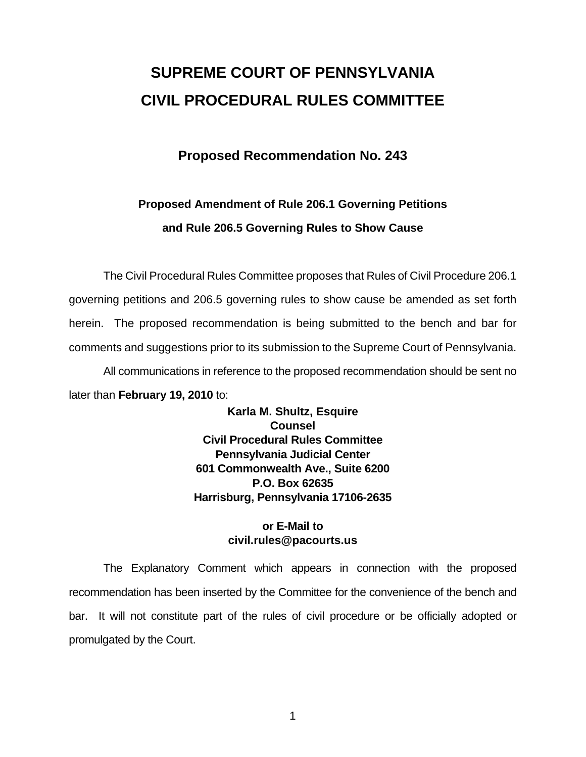# SUPREME COURT OF PENNSYLVANIA
# CIVIL PROCEDURAL RULES COMMITTEE

## Proposed Recommendation No. 243

### Proposed Amendment of Rule 206.1 Governing Petitions and Rule 206.5 Governing Rules to Show Cause

The Civil Procedural Rules Committee proposes that Rules of Civil Procedure 206.1 governing petitions and 206.5 governing rules to show cause be amended as set forth herein. The proposed recommendation is being submitted to the bench and bar for comments and suggestions prior to its submission to the Supreme Court of Pennsylvania.

All communications in reference to the proposed recommendation should be sent no later than **February 19, 2010** to:

**Karla M. Shultz, Esquire**
**Counsel**
**Civil Procedural Rules Committee**
**Pennsylvania Judicial Center**
**601 Commonwealth Ave., Suite 6200**
**P.O. Box 62635**
**Harrisburg, Pennsylvania 17106-2635**

**or E-Mail to**
**civil.rules@pacourts.us**

The Explanatory Comment which appears in connection with the proposed recommendation has been inserted by the Committee for the convenience of the bench and bar. It will not constitute part of the rules of civil procedure or be officially adopted or promulgated by the Court.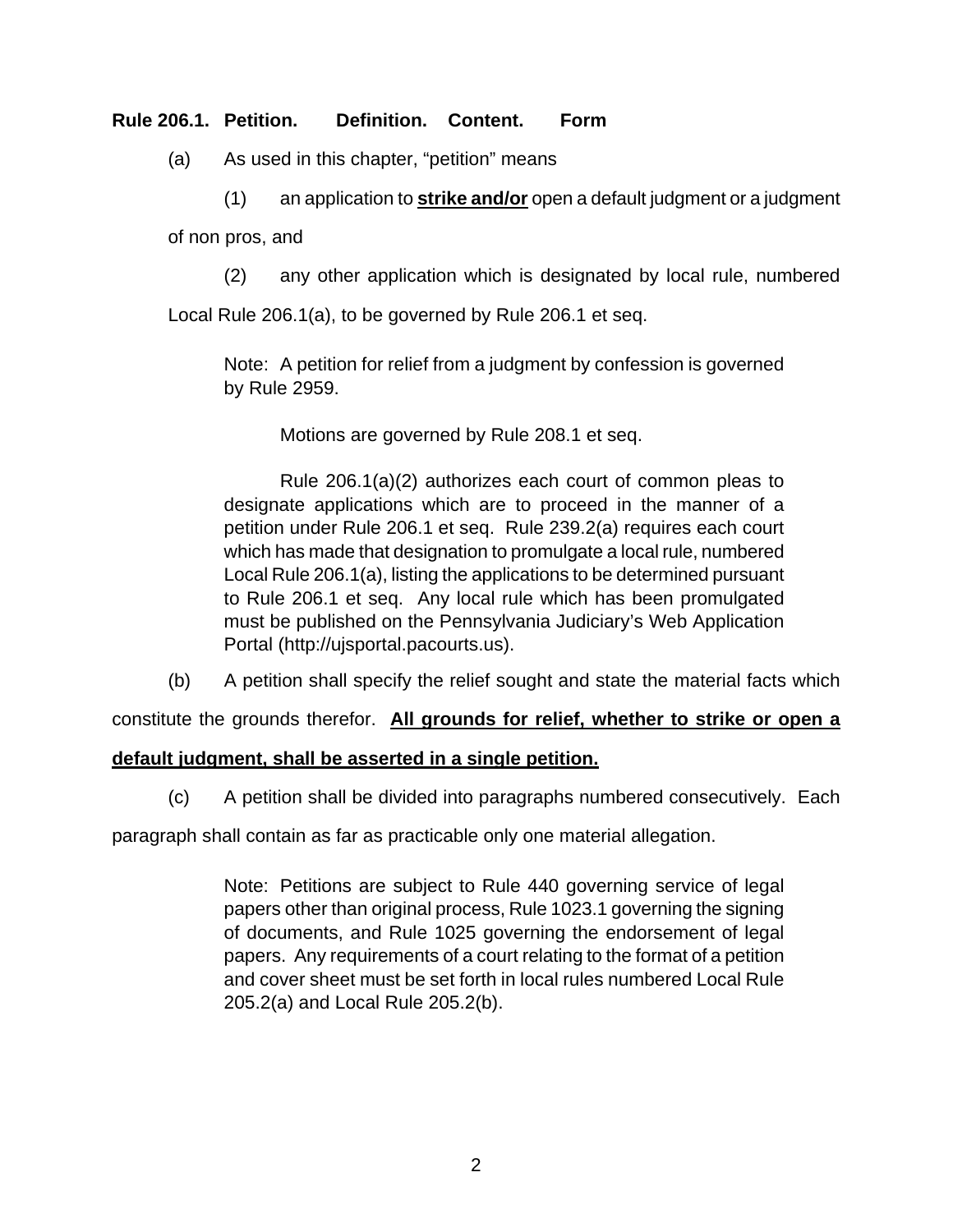**Rule 206.1. Petition. Definition. Content. Form**

(a) As used in this chapter, "petition" means

(1) an application to **strike and/or** open a default judgment or a judgment of non pros, and

(2) any other application which is designated by local rule, numbered Local Rule 206.1(a), to be governed by Rule 206.1 et seq.

> Note: A petition for relief from a judgment by confession is governed by Rule 2959.
>
> Motions are governed by Rule 208.1 et seq.
>
> Rule 206.1(a)(2) authorizes each court of common pleas to designate applications which are to proceed in the manner of a petition under Rule 206.1 et seq. Rule 239.2(a) requires each court which has made that designation to promulgate a local rule, numbered Local Rule 206.1(a), listing the applications to be determined pursuant to Rule 206.1 et seq. Any local rule which has been promulgated must be published on the Pennsylvania Judiciary's Web Application Portal (http://ujsportal.pacourts.us).

(b) A petition shall specify the relief sought and state the material facts which constitute the grounds therefor. **All grounds for relief, whether to strike or open a default judgment, shall be asserted in a single petition.**

(c) A petition shall be divided into paragraphs numbered consecutively. Each paragraph shall contain as far as practicable only one material allegation.

> Note: Petitions are subject to Rule 440 governing service of legal papers other than original process, Rule 1023.1 governing the signing of documents, and Rule 1025 governing the endorsement of legal papers. Any requirements of a court relating to the format of a petition and cover sheet must be set forth in local rules numbered Local Rule 205.2(a) and Local Rule 205.2(b).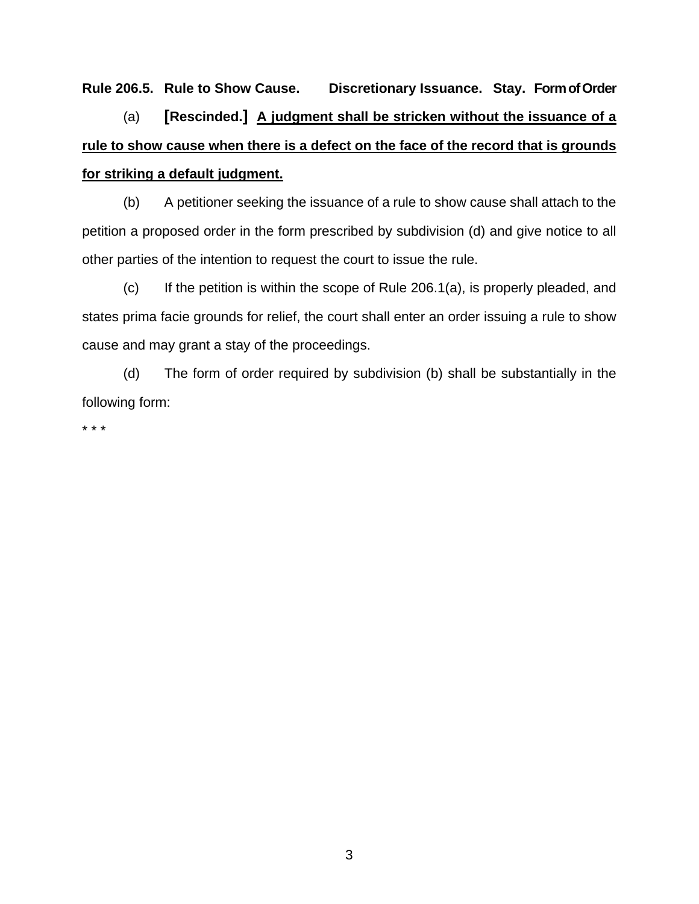**Rule 206.5. Rule to Show Cause. Discretionary Issuance. Stay. Form of Order**

(a) **[Rescinded.]** <u>**A judgment shall be stricken without the issuance of a rule to show cause when there is a defect on the face of the record that is grounds for striking a default judgment.**</u>

(b) A petitioner seeking the issuance of a rule to show cause shall attach to the petition a proposed order in the form prescribed by subdivision (d) and give notice to all other parties of the intention to request the court to issue the rule.

(c) If the petition is within the scope of Rule 206.1(a), is properly pleaded, and states prima facie grounds for relief, the court shall enter an order issuing a rule to show cause and may grant a stay of the proceedings.

(d) The form of order required by subdivision (b) shall be substantially in the following form:

* * *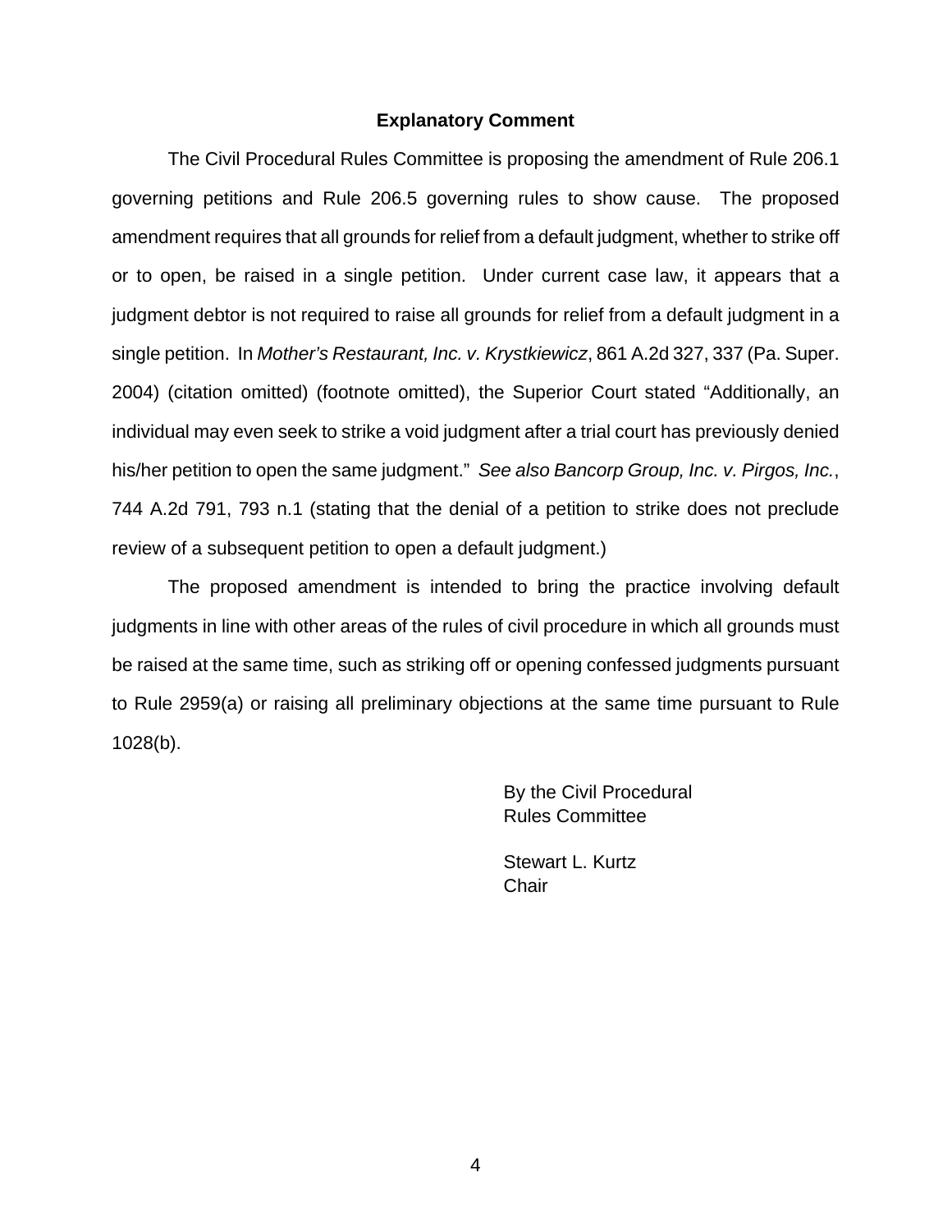**Explanatory Comment**

The Civil Procedural Rules Committee is proposing the amendment of Rule 206.1 governing petitions and Rule 206.5 governing rules to show cause. The proposed amendment requires that all grounds for relief from a default judgment, whether to strike off or to open, be raised in a single petition. Under current case law, it appears that a judgment debtor is not required to raise all grounds for relief from a default judgment in a single petition. In *Mother's Restaurant, Inc. v. Krystkiewicz*, 861 A.2d 327, 337 (Pa. Super. 2004) (citation omitted) (footnote omitted), the Superior Court stated "Additionally, an individual may even seek to strike a void judgment after a trial court has previously denied his/her petition to open the same judgment." *See also Bancorp Group, Inc. v. Pirgos, Inc.*, 744 A.2d 791, 793 n.1 (stating that the denial of a petition to strike does not preclude review of a subsequent petition to open a default judgment.)

The proposed amendment is intended to bring the practice involving default judgments in line with other areas of the rules of civil procedure in which all grounds must be raised at the same time, such as striking off or opening confessed judgments pursuant to Rule 2959(a) or raising all preliminary objections at the same time pursuant to Rule 1028(b).

By the Civil Procedural
Rules Committee

Stewart L. Kurtz
Chair